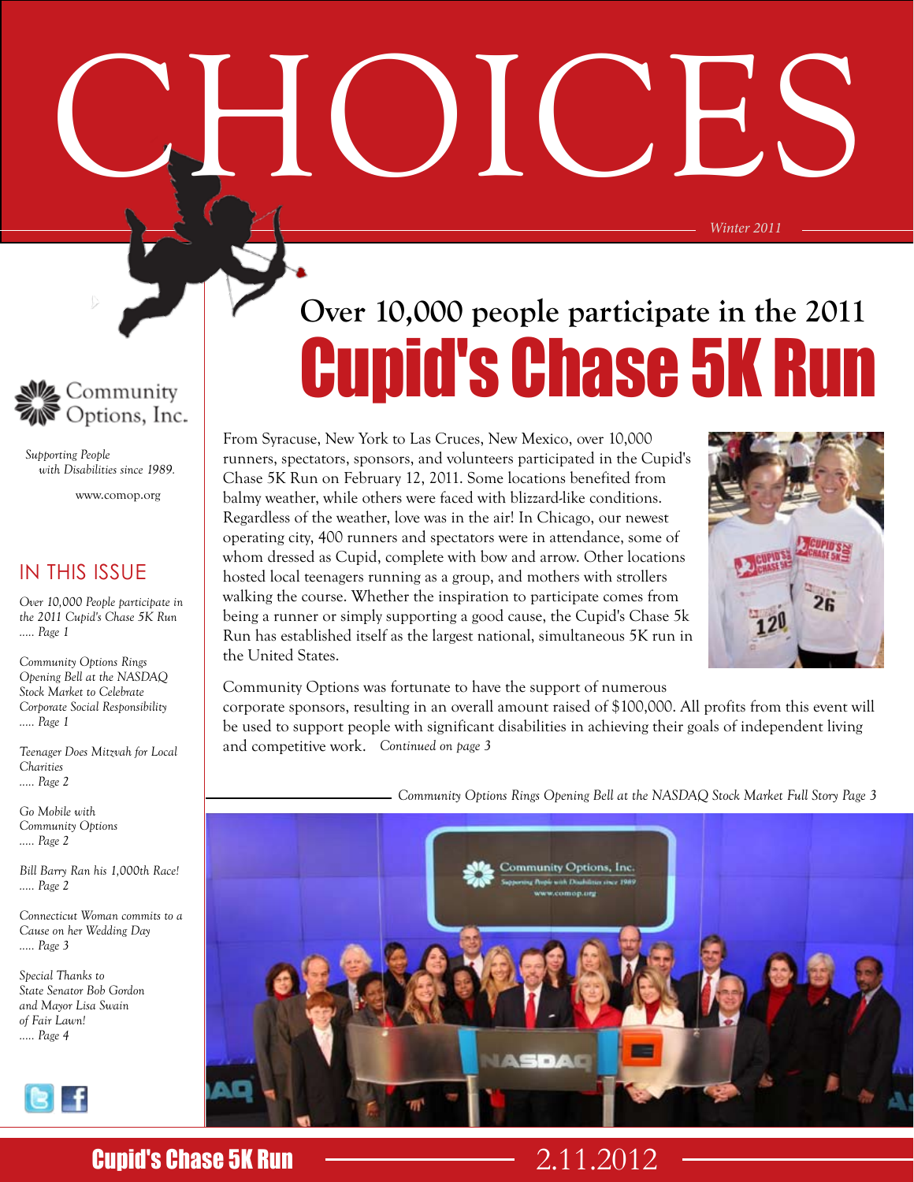# CHOICES

*Winter 2011*

Community Options, Inc.

*Supporting People with Disabilities since 1989.*

www.comop.org

## IN THIS ISSUE

*Over 10,000 People participate in the 2011 Cupid's Chase 5K Run* ..... *Page 1*

*Community Options Rings Opening Bell at the NASDAQ Stock Market to Celebrate Corporate Social Responsibility* ..... *Page 1*

*Teenager Does Mitzvah for Local Charities* ..... *Page 2*

*Go Mobile with Community Options* ..... *Page 2*

*Bill Barry Ran his 1,000th Race!* ..... *Page 2*

*Connecticut Woman commits to a Cause on her Wedding Day* ..... *Page 3*

*Special Thanks to State Senator Bob Gordon and Mayor Lisa Swain of Fair Lawn!* ..... *Page 4*

## Over 10,000 people participate in the 2011 Cupid's Chase 5K Run

From Syracuse, New York to Las Cruces, New Mexico, over 10,000 runners, spectators, sponsors, and volunteers participated in the Cupid's Chase 5K Run on February 12, 2011. Some locations benefited from balmy weather, while others were faced with blizzard-like conditions. Regardless of the weather, love was in the air! In Chicago, our newest operating city, 400 runners and spectators were in attendance, some of whom dressed as Cupid, complete with bow and arrow. Other locations hosted local teenagers running as a group, and mothers with strollers walking the course. Whether the inspiration to participate comes from being a runner or simply supporting a good cause, the Cupid's Chase 5k Run has established itself as the largest national, simultaneous 5K run in the United States.

Community Options was fortunate to have the support of numerous corporate sponsors, resulting in an overall amount raised of $100,000. All profits from this event will be used to support people with significant disabilities in achieving their goals of independent living and competitive work. *Continued on page 3*

*Community Options Rings Opening Bell at the NASDAQ Stock Market Full Story Page 3*

Cupid's Chase 5K Run 2.11.2012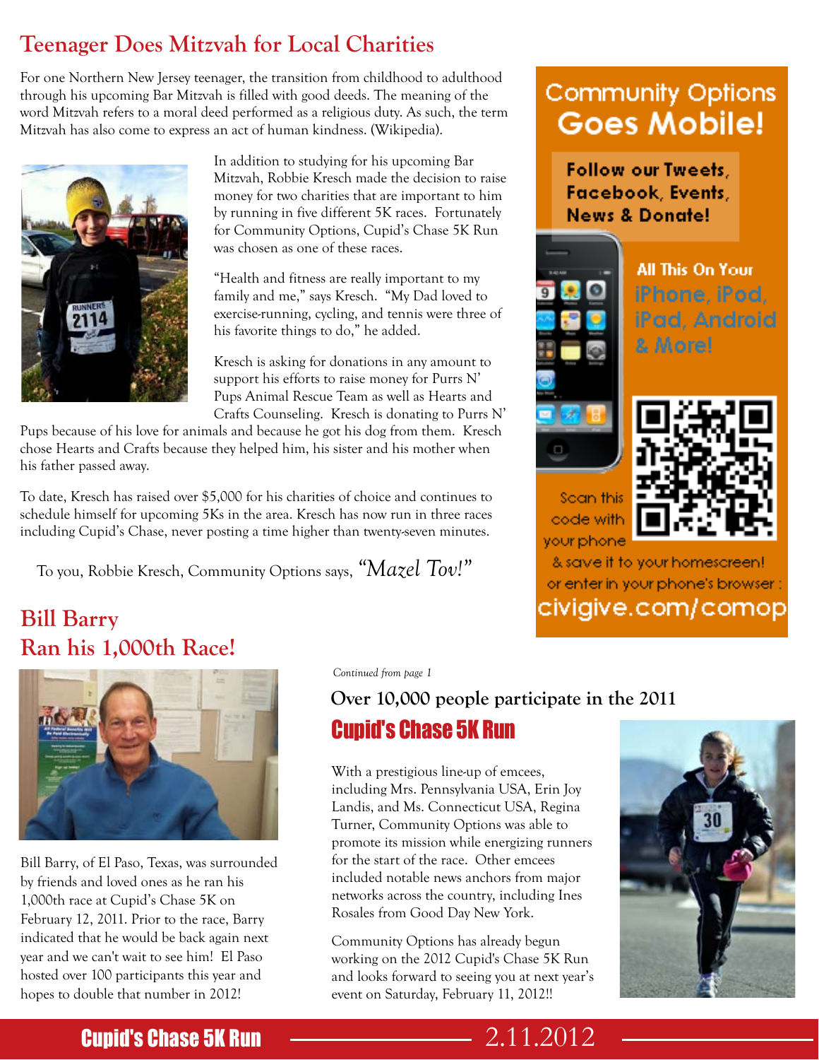# Teenager Does Mitzvah for Local Charities

For one Northern New Jersey teenager, the transition from childhood to adulthood through his upcoming Bar Mitzvah is filled with good deeds. The meaning of the word Mitzvah refers to a moral deed performed as a religious duty. As such, the term Mitzvah has also come to express an act of human kindness. (Wikipedia).

In addition to studying for his upcoming Bar Mitzvah, Robbie Kresch made the decision to raise money for two charities that are important to him by running in five different 5K races. Fortunately for Community Options, Cupid's Chase 5K Run was chosen as one of these races.

"Health and fitness are really important to my family and me," says Kresch. "My Dad loved to exercise-running, cycling, and tennis were three of his favorite things to do," he added.

Kresch is asking for donations in any amount to support his efforts to raise money for Purrs N' Pups Animal Rescue Team as well as Hearts and Crafts Counseling. Kresch is donating to Purrs N' Pups because of his love for animals and because he got his dog from them. Kresch chose Hearts and Crafts because they helped him, his sister and his mother when his father passed away.

To date, Kresch has raised over $5,000 for his charities of choice and continues to schedule himself for upcoming 5Ks in the area. Kresch has now run in three races including Cupid's Chase, never posting a time higher than twenty-seven minutes.

To you, Robbie Kresch, Community Options says, *"Mazel Tov!"*

## Community Options Goes Mobile!

**Follow our Tweets, Facebook, Events, News & Donate!**

**All This On Your iPhone, iPod, iPad, Android & More!**

Scan this code with your phone & save it to your homescreen! or enter in your phone's browser : civigive.com/comop

# Bill Barry Ran his 1,000th Race!

Bill Barry, of El Paso, Texas, was surrounded by friends and loved ones as he ran his 1,000th race at Cupid's Chase 5K on February 12, 2011. Prior to the race, Barry indicated that he would be back again next year and we can't wait to see him! El Paso hosted over 100 participants this year and hopes to double that number in 2012!

*Continued from page 1*

## Over 10,000 people participate in the 2011 Cupid's Chase 5K Run

With a prestigious line-up of emcees, including Mrs. Pennsylvania USA, Erin Joy Landis, and Ms. Connecticut USA, Regina Turner, Community Options was able to promote its mission while energizing runners for the start of the race. Other emcees included notable news anchors from major networks across the country, including Ines Rosales from Good Day New York.

Community Options has already begun working on the 2012 Cupid's Chase 5K Run and looks forward to seeing you at next year's event on Saturday, February 11, 2012!!

**Cupid's Chase 5K Run** 2.11.2012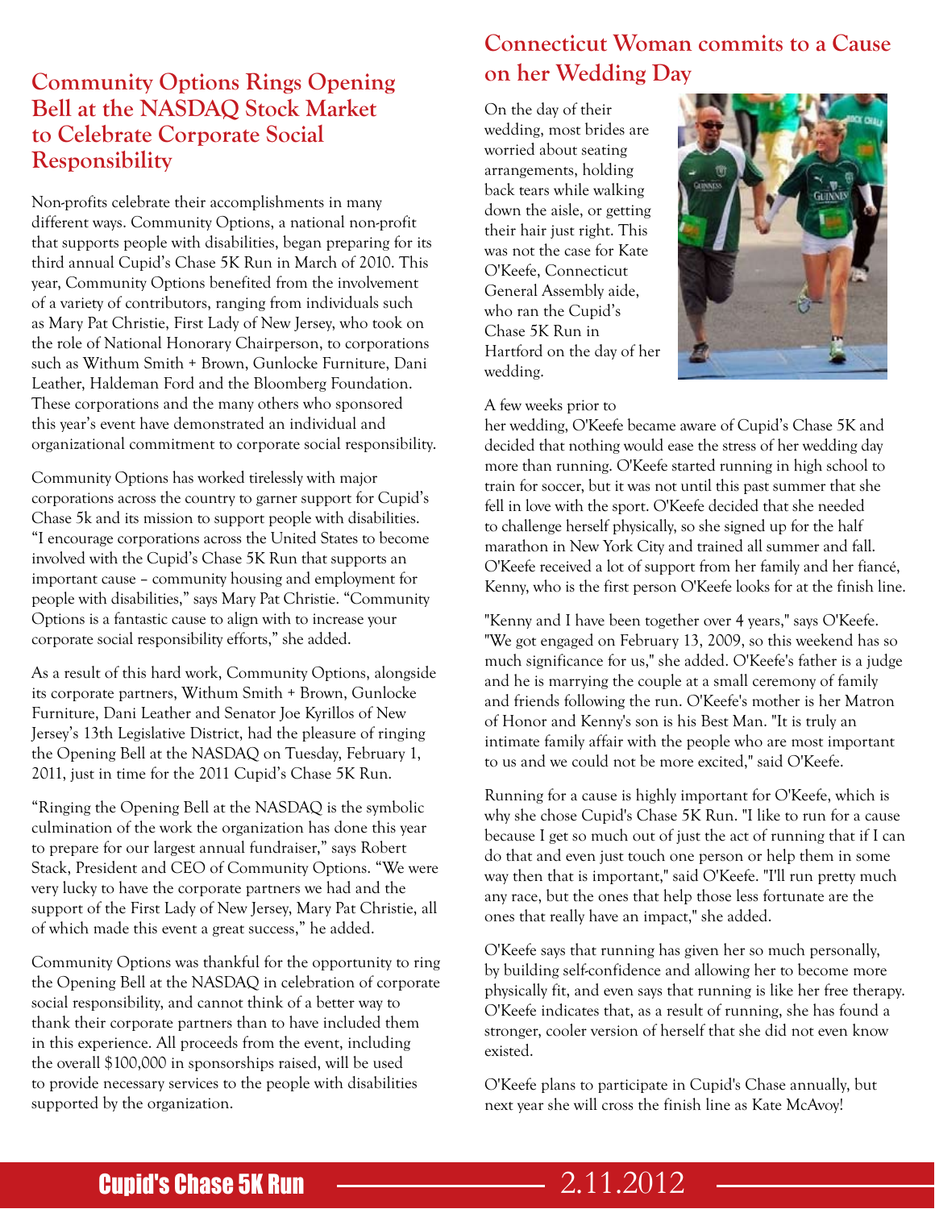## Community Options Rings Opening Bell at the NASDAQ Stock Market to Celebrate Corporate Social Responsibility

Non-profits celebrate their accomplishments in many different ways. Community Options, a national non-profit that supports people with disabilities, began preparing for its third annual Cupid's Chase 5K Run in March of 2010. This year, Community Options benefited from the involvement of a variety of contributors, ranging from individuals such as Mary Pat Christie, First Lady of New Jersey, who took on the role of National Honorary Chairperson, to corporations such as Withum Smith + Brown, Gunlocke Furniture, Dani Leather, Haldeman Ford and the Bloomberg Foundation. These corporations and the many others who sponsored this year's event have demonstrated an individual and organizational commitment to corporate social responsibility.

Community Options has worked tirelessly with major corporations across the country to garner support for Cupid's Chase 5k and its mission to support people with disabilities. "I encourage corporations across the United States to become involved with the Cupid's Chase 5K Run that supports an important cause – community housing and employment for people with disabilities," says Mary Pat Christie. "Community Options is a fantastic cause to align with to increase your corporate social responsibility efforts," she added.

As a result of this hard work, Community Options, alongside its corporate partners, Withum Smith + Brown, Gunlocke Furniture, Dani Leather and Senator Joe Kyrillos of New Jersey's 13th Legislative District, had the pleasure of ringing the Opening Bell at the NASDAQ on Tuesday, February 1, 2011, just in time for the 2011 Cupid's Chase 5K Run.

"Ringing the Opening Bell at the NASDAQ is the symbolic culmination of the work the organization has done this year to prepare for our largest annual fundraiser," says Robert Stack, President and CEO of Community Options. "We were very lucky to have the corporate partners we had and the support of the First Lady of New Jersey, Mary Pat Christie, all of which made this event a great success," he added.

Community Options was thankful for the opportunity to ring the Opening Bell at the NASDAQ in celebration of corporate social responsibility, and cannot think of a better way to thank their corporate partners than to have included them in this experience. All proceeds from the event, including the overall $100,000 in sponsorships raised, will be used to provide necessary services to the people with disabilities supported by the organization.

## Connecticut Woman commits to a Cause on her Wedding Day

On the day of their wedding, most brides are worried about seating arrangements, holding back tears while walking down the aisle, or getting their hair just right. This was not the case for Kate O'Keefe, Connecticut General Assembly aide, who ran the Cupid's Chase 5K Run in Hartford on the day of her wedding.

A few weeks prior to her wedding, O'Keefe became aware of Cupid's Chase 5K and decided that nothing would ease the stress of her wedding day more than running. O'Keefe started running in high school to train for soccer, but it was not until this past summer that she fell in love with the sport. O'Keefe decided that she needed to challenge herself physically, so she signed up for the half marathon in New York City and trained all summer and fall. O'Keefe received a lot of support from her family and her fiancé, Kenny, who is the first person O'Keefe looks for at the finish line.

"Kenny and I have been together over 4 years," says O'Keefe. "We got engaged on February 13, 2009, so this weekend has so much significance for us," she added. O'Keefe's father is a judge and he is marrying the couple at a small ceremony of family and friends following the run. O'Keefe's mother is her Matron of Honor and Kenny's son is his Best Man. "It is truly an intimate family affair with the people who are most important to us and we could not be more excited," said O'Keefe.

Running for a cause is highly important for O'Keefe, which is why she chose Cupid's Chase 5K Run. "I like to run for a cause because I get so much out of just the act of running that if I can do that and even just touch one person or help them in some way then that is important," said O'Keefe. "I'll run pretty much any race, but the ones that help those less fortunate are the ones that really have an impact," she added.

O'Keefe says that running has given her so much personally, by building self-confidence and allowing her to become more physically fit, and even says that running is like her free therapy. O'Keefe indicates that, as a result of running, she has found a stronger, cooler version of herself that she did not even know existed.

O'Keefe plans to participate in Cupid's Chase annually, but next year she will cross the finish line as Kate McAvoy!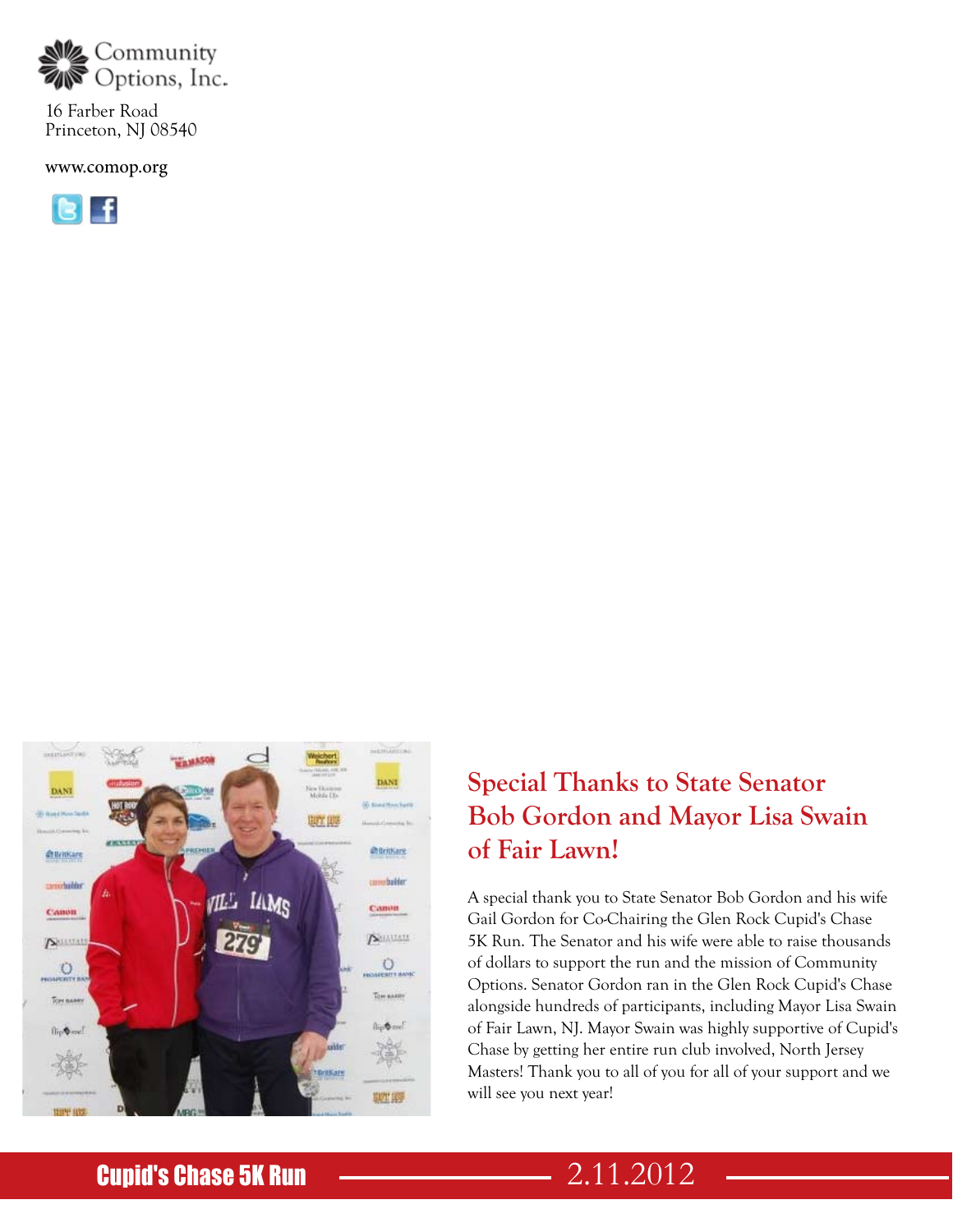Community Options, Inc.

16 Farber Road
Princeton, NJ 08540

www.comop.org

## Special Thanks to State Senator Bob Gordon and Mayor Lisa Swain of Fair Lawn!

A special thank you to State Senator Bob Gordon and his wife Gail Gordon for Co-Chairing the Glen Rock Cupid's Chase 5K Run. The Senator and his wife were able to raise thousands of dollars to support the run and the mission of Community Options. Senator Gordon ran in the Glen Rock Cupid's Chase alongside hundreds of participants, including Mayor Lisa Swain of Fair Lawn, NJ. Mayor Swain was highly supportive of Cupid's Chase by getting her entire run club involved, North Jersey Masters! Thank you to all of you for all of your support and we will see you next year!

**Cupid's Chase 5K Run** 2.11.2012